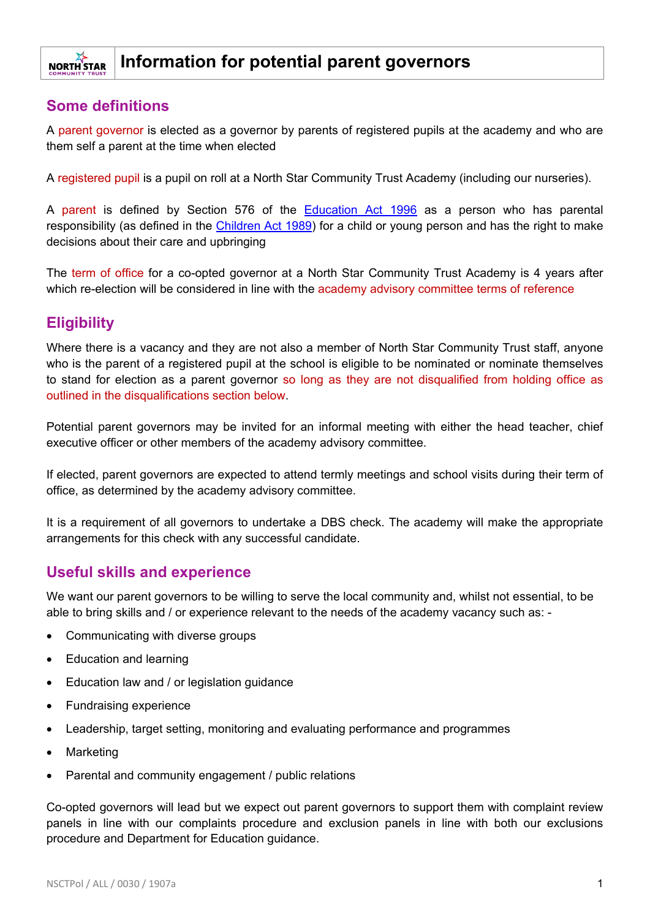# Information for potential parent governors

## Some definitions

A parent governor is elected as a governor by parents of registered pupils at the academy and who are them self a parent at the time when elected

A registered pupil is a pupil on roll at a North Star Community Trust Academy (including our nurseries).

A parent is defined by Section 576 of the Education Act 1996 as a person who has parental responsibility (as defined in the Children Act 1989) for a child or young person and has the right to make decisions about their care and upbringing

The term of office for a co-opted governor at a North Star Community Trust Academy is 4 years after which re-election will be considered in line with the academy advisory committee terms of reference

## Eligibility

Where there is a vacancy and they are not also a member of North Star Community Trust staff, anyone who is the parent of a registered pupil at the school is eligible to be nominated or nominate themselves to stand for election as a parent governor so long as they are not disqualified from holding office as outlined in the disqualifications section below.

Potential parent governors may be invited for an informal meeting with either the head teacher, chief executive officer or other members of the academy advisory committee.

If elected, parent governors are expected to attend termly meetings and school visits during their term of office, as determined by the academy advisory committee.

It is a requirement of all governors to undertake a DBS check. The academy will make the appropriate arrangements for this check with any successful candidate.

## Useful skills and experience

We want our parent governors to be willing to serve the local community and, whilst not essential, to be able to bring skills and / or experience relevant to the needs of the academy vacancy such as: -

- Communicating with diverse groups
- Education and learning
- Education law and / or legislation guidance
- Fundraising experience
- Leadership, target setting, monitoring and evaluating performance and programmes
- Marketing
- Parental and community engagement / public relations

Co-opted governors will lead but we expect out parent governors to support them with complaint review panels in line with our complaints procedure and exclusion panels in line with both our exclusions procedure and Department for Education guidance.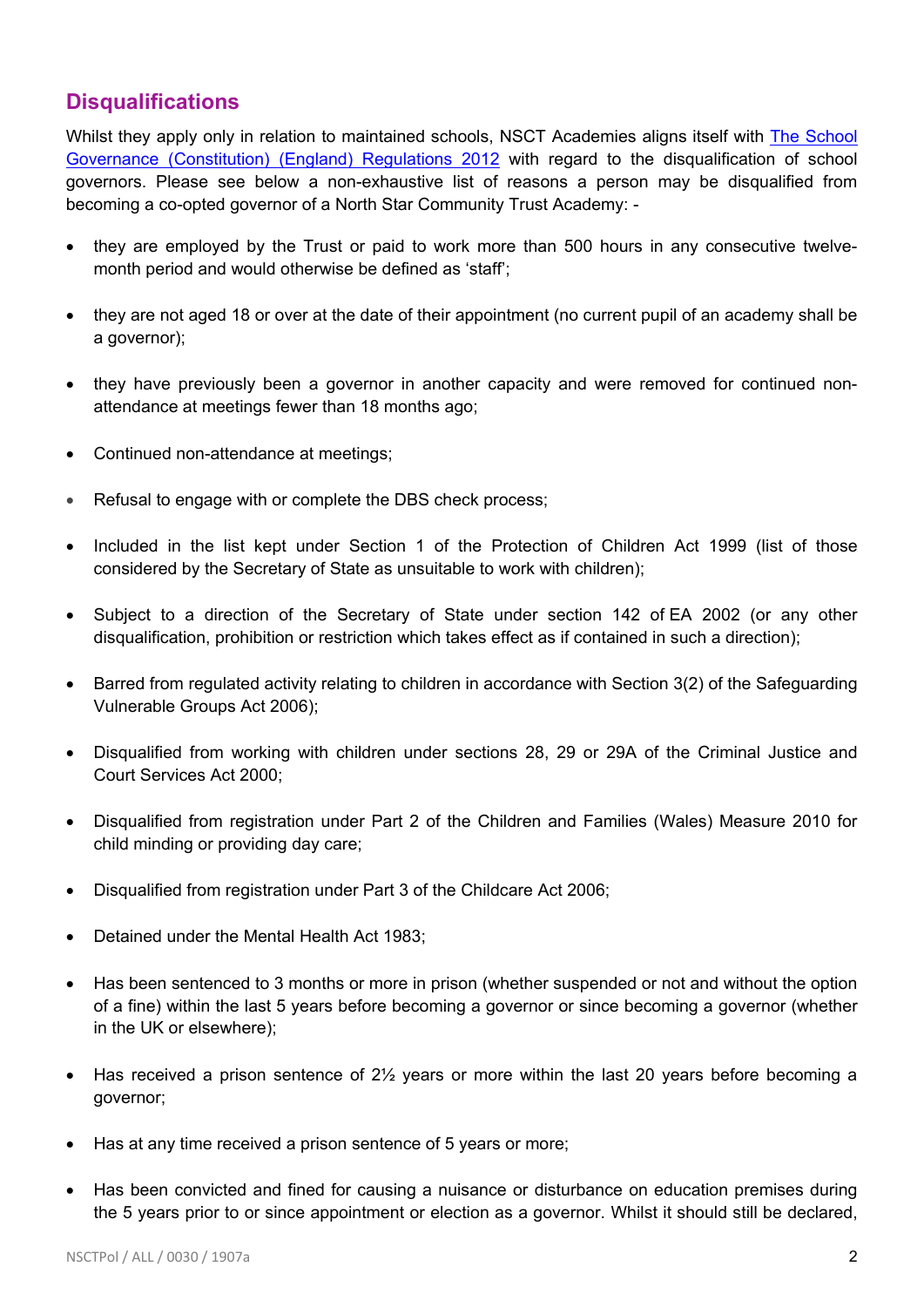## Disqualifications

Whilst they apply only in relation to maintained schools, NSCT Academies aligns itself with [The School Governance (Constitution) (England) Regulations 2012](#) with regard to the disqualification of school governors. Please see below a non-exhaustive list of reasons a person may be disqualified from becoming a co-opted governor of a North Star Community Trust Academy: -

- they are employed by the Trust or paid to work more than 500 hours in any consecutive twelve-month period and would otherwise be defined as 'staff';

- they are not aged 18 or over at the date of their appointment (no current pupil of an academy shall be a governor);

- they have previously been a governor in another capacity and were removed for continued non-attendance at meetings fewer than 18 months ago;

- Continued non-attendance at meetings;

- Refusal to engage with or complete the DBS check process;

- Included in the list kept under Section 1 of the Protection of Children Act 1999 (list of those considered by the Secretary of State as unsuitable to work with children);

- Subject to a direction of the Secretary of State under section 142 of EA 2002 (or any other disqualification, prohibition or restriction which takes effect as if contained in such a direction);

- Barred from regulated activity relating to children in accordance with Section 3(2) of the Safeguarding Vulnerable Groups Act 2006);

- Disqualified from working with children under sections 28, 29 or 29A of the Criminal Justice and Court Services Act 2000;

- Disqualified from registration under Part 2 of the Children and Families (Wales) Measure 2010 for child minding or providing day care;

- Disqualified from registration under Part 3 of the Childcare Act 2006;

- Detained under the Mental Health Act 1983;

- Has been sentenced to 3 months or more in prison (whether suspended or not and without the option of a fine) within the last 5 years before becoming a governor or since becoming a governor (whether in the UK or elsewhere);

- Has received a prison sentence of 2½ years or more within the last 20 years before becoming a governor;

- Has at any time received a prison sentence of 5 years or more;

- Has been convicted and fined for causing a nuisance or disturbance on education premises during the 5 years prior to or since appointment or election as a governor. Whilst it should still be declared,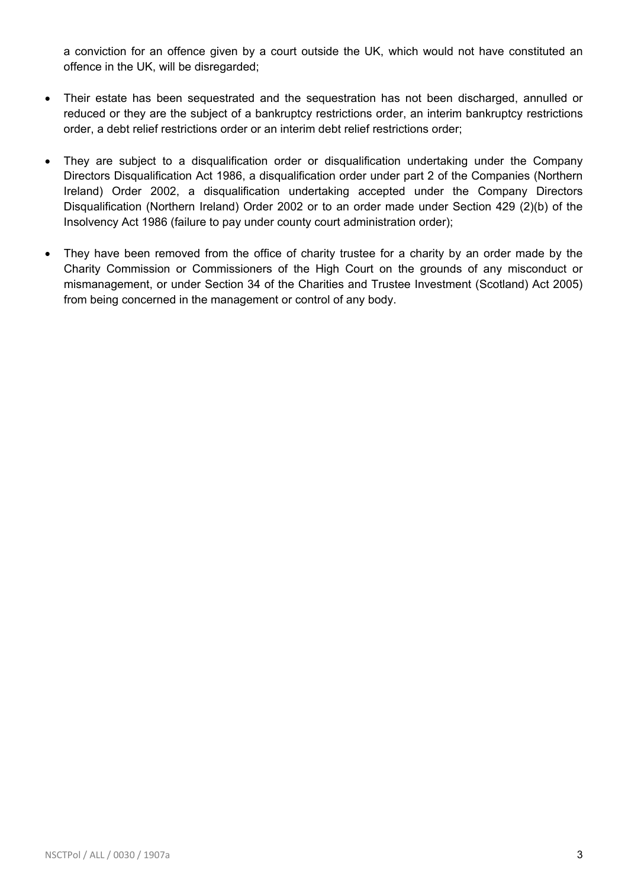a conviction for an offence given by a court outside the UK, which would not have constituted an offence in the UK, will be disregarded;

- Their estate has been sequestrated and the sequestration has not been discharged, annulled or reduced or they are the subject of a bankruptcy restrictions order, an interim bankruptcy restrictions order, a debt relief restrictions order or an interim debt relief restrictions order;
- They are subject to a disqualification order or disqualification undertaking under the Company Directors Disqualification Act 1986, a disqualification order under part 2 of the Companies (Northern Ireland) Order 2002, a disqualification undertaking accepted under the Company Directors Disqualification (Northern Ireland) Order 2002 or to an order made under Section 429 (2)(b) of the Insolvency Act 1986 (failure to pay under county court administration order);
- They have been removed from the office of charity trustee for a charity by an order made by the Charity Commission or Commissioners of the High Court on the grounds of any misconduct or mismanagement, or under Section 34 of the Charities and Trustee Investment (Scotland) Act 2005) from being concerned in the management or control of any body.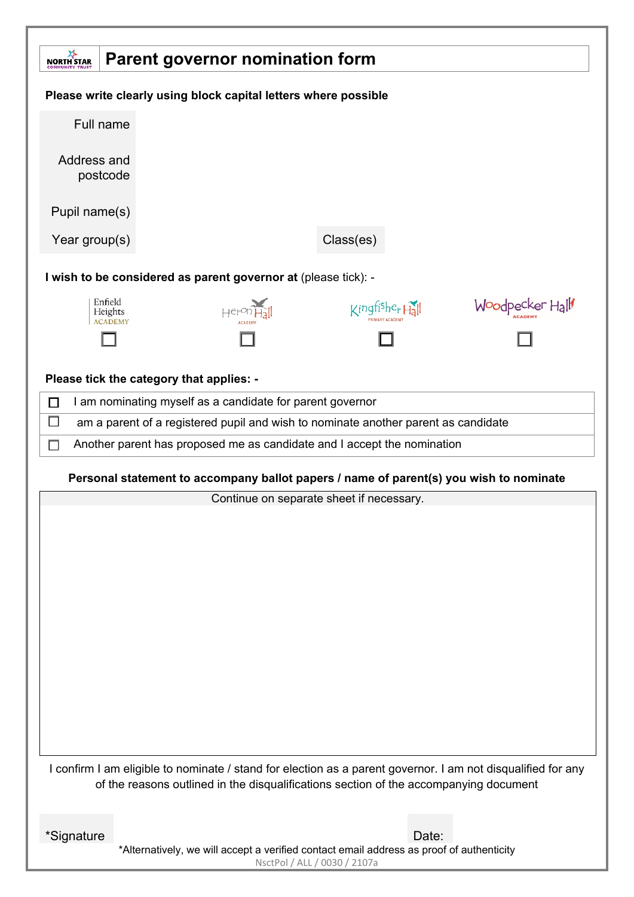# NORTH STAR COMMUNITY TRUST — Parent governor nomination form

**Please write clearly using block capital letters where possible**

| | | | |
|---|---|---|---|
| Full name | | | |
| Address and postcode | | | |
| Pupil name(s) | | | |
| Year group(s) | | Class(es) | |

**I wish to be considered as parent governor at** (please tick): -

| Enfield Heights Academy | Heron Hall Academy | Kingfisher Hall Primary Academy | Woodpecker Hall Academy |
|---|---|---|---|
| ☐ | ☐ | ☐ | ☐ |

**Please tick the category that applies: -**

| | |
|---|---|
| ☐ | I am nominating myself as a candidate for parent governor |
| ☐ | am a parent of a registered pupil and wish to nominate another parent as candidate |
| ☐ | Another parent has proposed me as candidate and I accept the nomination |

**Personal statement to accompany ballot papers / name of parent(s) you wish to nominate**

| Continue on separate sheet if necessary. |
|---|
| |

I confirm I am eligible to nominate / stand for election as a parent governor. I am not disqualified for any of the reasons outlined in the disqualifications section of the accompanying document

| | | | |
|---|---|---|---|
| *Signature | | Date: | |

*Alternatively, we will accept a verified contact email address as proof of authenticity

NsctPol / ALL / 0030 / 2107a